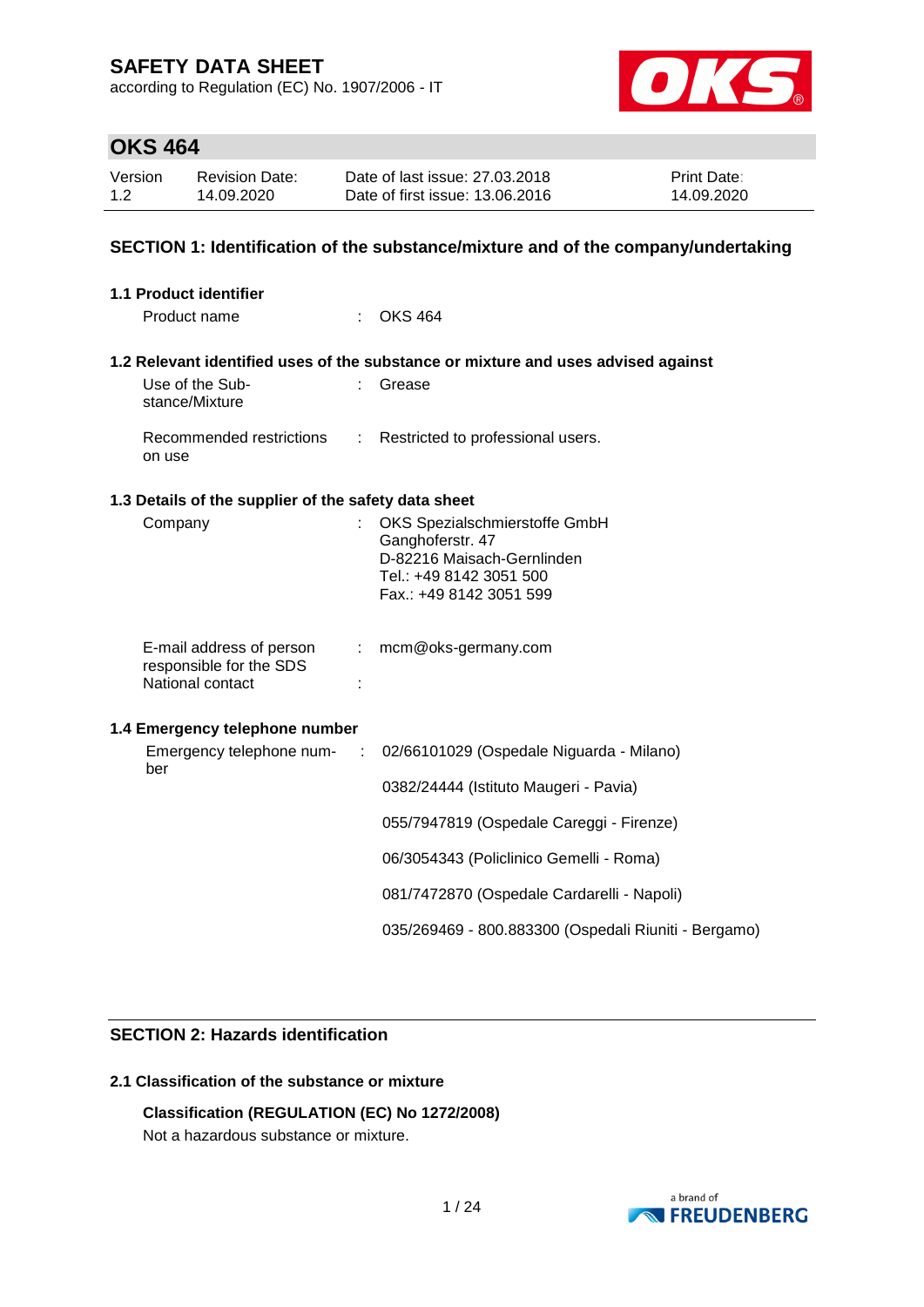# SAFETY DATA SHEET

according to Regulation (EC) No. 1907/2006 - IT

## OKS 464

| Version | Revision Date: | Date of last issue: 27.03.2018 | Print Date: |
|---|---|---|---|
| 1.2 | 14.09.2020 | Date of first issue: 13.06.2016 | 14.09.2020 |

## SECTION 1: Identification of the substance/mixture and of the company/undertaking

### 1.1 Product identifier

Product name : OKS 464

### 1.2 Relevant identified uses of the substance or mixture and uses advised against

Use of the Substance/Mixture : Grease

Recommended restrictions on use : Restricted to professional users.

### 1.3 Details of the supplier of the safety data sheet

Company : OKS Spezialschmierstoffe GmbH
Ganghoferstr. 47
D-82216 Maisach-Gernlinden
Tel.: +49 8142 3051 500
Fax.: +49 8142 3051 599

E-mail address of person responsible for the SDS : mcm@oks-germany.com

National contact :

### 1.4 Emergency telephone number

Emergency telephone number :

02/66101029 (Ospedale Niguarda - Milano)

0382/24444 (Istituto Maugeri - Pavia)

055/7947819 (Ospedale Careggi - Firenze)

06/3054343 (Policlinico Gemelli - Roma)

081/7472870 (Ospedale Cardarelli - Napoli)

035/269469 - 800.883300 (Ospedali Riuniti - Bergamo)

## SECTION 2: Hazards identification

### 2.1 Classification of the substance or mixture

**Classification (REGULATION (EC) No 1272/2008)**

Not a hazardous substance or mixture.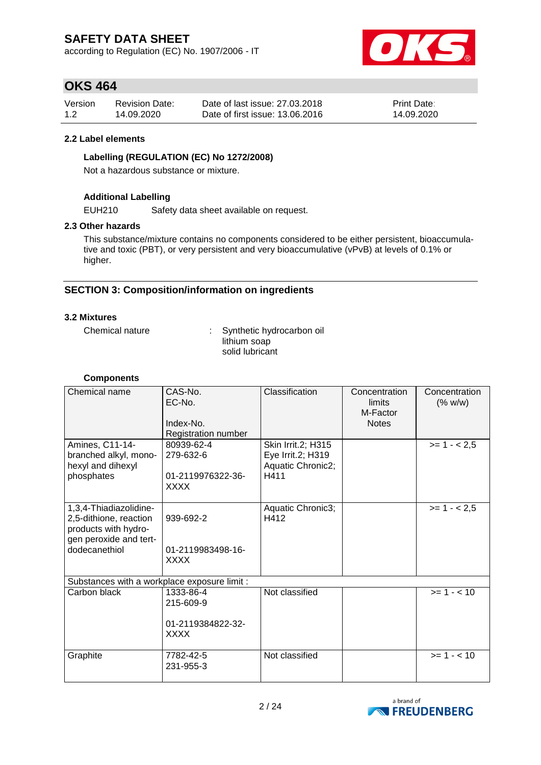### 2.2 Label elements

**Labelling (REGULATION (EC) No 1272/2008)**

Not a hazardous substance or mixture.

**Additional Labelling**

EUH210 Safety data sheet available on request.

### 2.3 Other hazards

This substance/mixture contains no components considered to be either persistent, bioaccumulative and toxic (PBT), or very persistent and very bioaccumulative (vPvB) at levels of 0.1% or higher.

## SECTION 3: Composition/information on ingredients

### 3.2 Mixtures

Chemical nature : Synthetic hydrocarbon oil
lithium soap
solid lubricant

**Components**

| Chemical name | CAS-No.<br>EC-No.<br>Index-No.<br>Registration number | Classification | Concentration limits<br>M-Factor<br>Notes | Concentration (% w/w) |
|---|---|---|---|---|
| Amines, C11-14-branched alkyl, mono-hexyl and dihexyl phosphates | 80939-62-4<br>279-632-6<br><br>01-2119976322-36-XXXX | Skin Irrit.2; H315<br>Eye Irrit.2; H319<br>Aquatic Chronic2; H411 | | >= 1 - < 2,5 |
| 1,3,4-Thiadiazolidine-2,5-dithione, reaction products with hydrogen peroxide and tert-dodecanethiol | <br>939-692-2<br><br>01-2119983498-16-XXXX | Aquatic Chronic3; H412 | | >= 1 - < 2,5 |
| Substances with a workplace exposure limit : | | | | |
| Carbon black | 1333-86-4<br>215-609-9<br><br>01-2119384822-32-XXXX | Not classified | | >= 1 - < 10 |
| Graphite | 7782-42-5<br>231-955-3 | Not classified | | >= 1 - < 10 |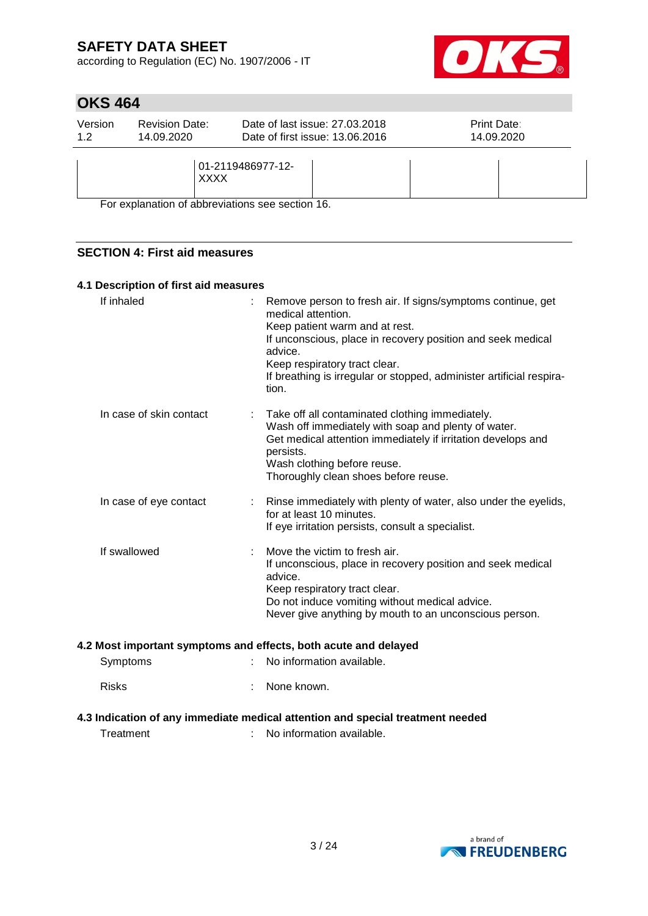| | 01-2119486977-12-XXXX | | | |
|---|---|---|---|---|

For explanation of abbreviations see section 16.

## SECTION 4: First aid measures

### 4.1 Description of first aid measures

| | | |
|---|---|---|
| If inhaled | : | Remove person to fresh air. If signs/symptoms continue, get medical attention.<br>Keep patient warm and at rest.<br>If unconscious, place in recovery position and seek medical advice.<br>Keep respiratory tract clear.<br>If breathing is irregular or stopped, administer artificial respiration. |
| In case of skin contact | : | Take off all contaminated clothing immediately.<br>Wash off immediately with soap and plenty of water.<br>Get medical attention immediately if irritation develops and persists.<br>Wash clothing before reuse.<br>Thoroughly clean shoes before reuse. |
| In case of eye contact | : | Rinse immediately with plenty of water, also under the eyelids, for at least 10 minutes.<br>If eye irritation persists, consult a specialist. |
| If swallowed | : | Move the victim to fresh air.<br>If unconscious, place in recovery position and seek medical advice.<br>Keep respiratory tract clear.<br>Do not induce vomiting without medical advice.<br>Never give anything by mouth to an unconscious person. |

### 4.2 Most important symptoms and effects, both acute and delayed

| | | |
|---|---|---|
| Symptoms | : | No information available. |
| Risks | : | None known. |

### 4.3 Indication of any immediate medical attention and special treatment needed

| | | |
|---|---|---|
| Treatment | : | No information available. |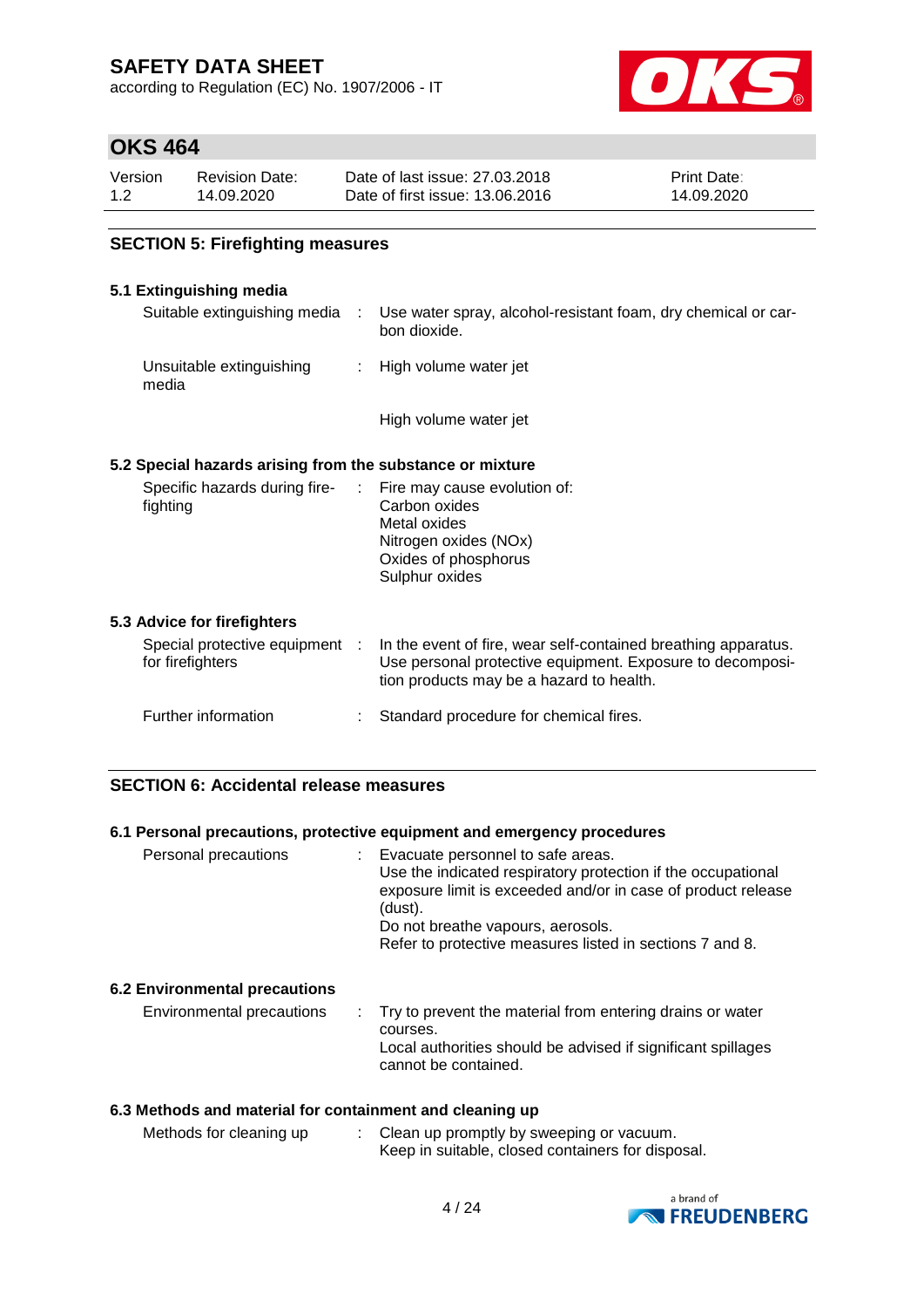## SECTION 5: Firefighting measures

### 5.1 Extinguishing media

| | | |
|---|---|---|
| Suitable extinguishing media | : | Use water spray, alcohol-resistant foam, dry chemical or carbon dioxide. |
| Unsuitable extinguishing media | : | High volume water jet<br><br>High volume water jet |

### 5.2 Special hazards arising from the substance or mixture

| | | |
|---|---|---|
| Specific hazards during firefighting | : | Fire may cause evolution of:<br>Carbon oxides<br>Metal oxides<br>Nitrogen oxides (NOx)<br>Oxides of phosphorus<br>Sulphur oxides |

### 5.3 Advice for firefighters

| | | |
|---|---|---|
| Special protective equipment for firefighters | : | In the event of fire, wear self-contained breathing apparatus. Use personal protective equipment. Exposure to decomposition products may be a hazard to health. |
| Further information | : | Standard procedure for chemical fires. |

## SECTION 6: Accidental release measures

### 6.1 Personal precautions, protective equipment and emergency procedures

| | | |
|---|---|---|
| Personal precautions | : | Evacuate personnel to safe areas.<br>Use the indicated respiratory protection if the occupational exposure limit is exceeded and/or in case of product release (dust).<br>Do not breathe vapours, aerosols.<br>Refer to protective measures listed in sections 7 and 8. |

### 6.2 Environmental precautions

| | | |
|---|---|---|
| Environmental precautions | : | Try to prevent the material from entering drains or water courses.<br>Local authorities should be advised if significant spillages cannot be contained. |

### 6.3 Methods and material for containment and cleaning up

| | | |
|---|---|---|
| Methods for cleaning up | : | Clean up promptly by sweeping or vacuum.<br>Keep in suitable, closed containers for disposal. |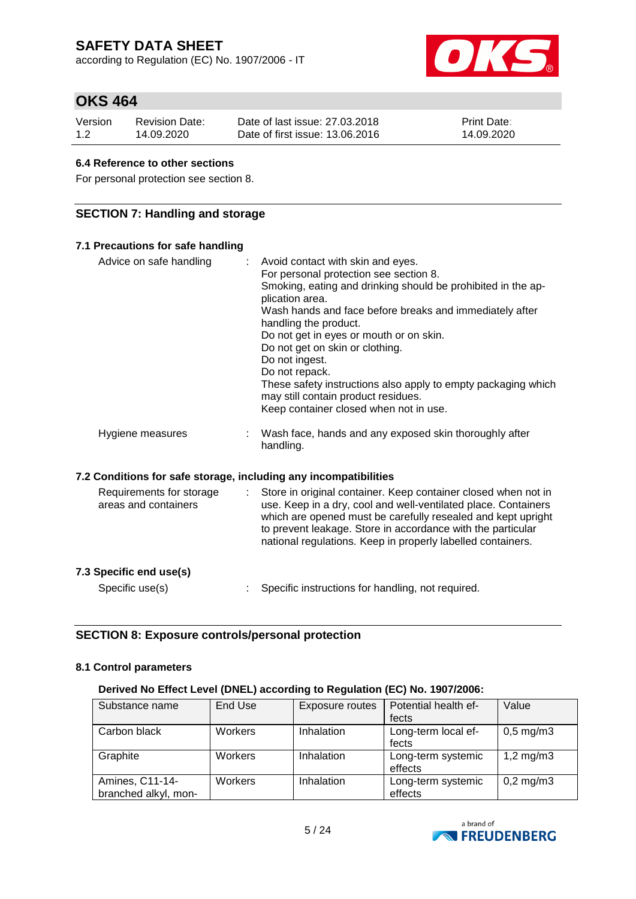### 6.4 Reference to other sections

For personal protection see section 8.

## SECTION 7: Handling and storage

### 7.1 Precautions for safe handling

Advice on safe handling : Avoid contact with skin and eyes.
For personal protection see section 8.
Smoking, eating and drinking should be prohibited in the application area.
Wash hands and face before breaks and immediately after handling the product.
Do not get in eyes or mouth or on skin.
Do not get on skin or clothing.
Do not ingest.
Do not repack.
These safety instructions also apply to empty packaging which may still contain product residues.
Keep container closed when not in use.

Hygiene measures : Wash face, hands and any exposed skin thoroughly after handling.

### 7.2 Conditions for safe storage, including any incompatibilities

Requirements for storage areas and containers : Store in original container. Keep container closed when not in use. Keep in a dry, cool and well-ventilated place. Containers which are opened must be carefully resealed and kept upright to prevent leakage. Store in accordance with the particular national regulations. Keep in properly labelled containers.

### 7.3 Specific end use(s)

Specific use(s) : Specific instructions for handling, not required.

## SECTION 8: Exposure controls/personal protection

### 8.1 Control parameters

**Derived No Effect Level (DNEL) according to Regulation (EC) No. 1907/2006:**

| Substance name | End Use | Exposure routes | Potential health effects | Value |
|---|---|---|---|---|
| Carbon black | Workers | Inhalation | Long-term local effects | 0,5 mg/m3 |
| Graphite | Workers | Inhalation | Long-term systemic effects | 1,2 mg/m3 |
| Amines, C11-14-branched alkyl, mon- | Workers | Inhalation | Long-term systemic effects | 0,2 mg/m3 |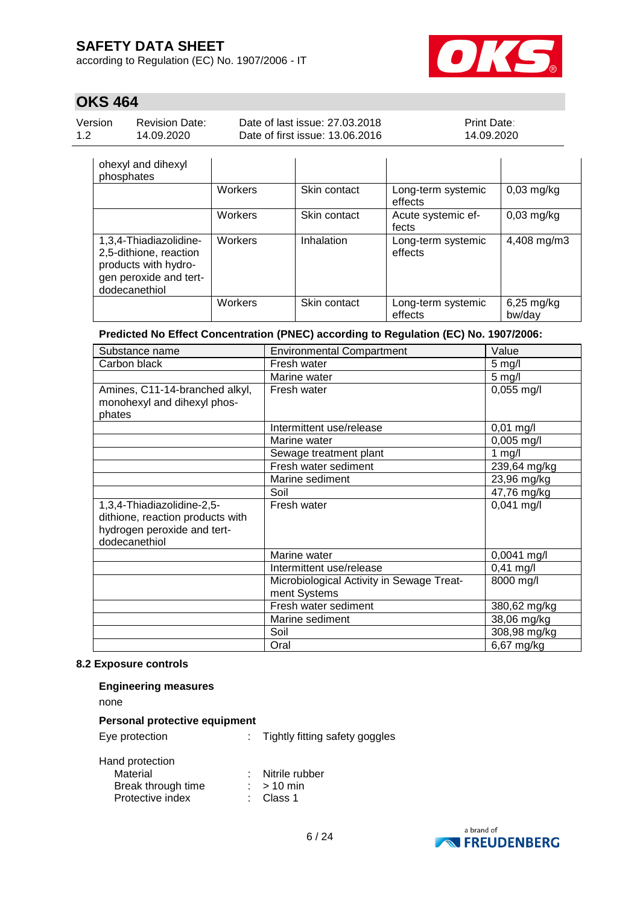| | | | | |
|---|---|---|---|---|
| ohexyl and dihexyl phosphates | | | | |
| | Workers | Skin contact | Long-term systemic effects | 0,03 mg/kg |
| | Workers | Skin contact | Acute systemic effects | 0,03 mg/kg |
| 1,3,4-Thiadiazolidine-2,5-dithione, reaction products with hydrogen peroxide and tert-dodecanethiol | Workers | Inhalation | Long-term systemic effects | 4,408 mg/m3 |
| | Workers | Skin contact | Long-term systemic effects | 6,25 mg/kg bw/day |

**Predicted No Effect Concentration (PNEC) according to Regulation (EC) No. 1907/2006:**

| Substance name | Environmental Compartment | Value |
|---|---|---|
| Carbon black | Fresh water | 5 mg/l |
| | Marine water | 5 mg/l |
| Amines, C11-14-branched alkyl, monohexyl and dihexyl phosphates | Fresh water | 0,055 mg/l |
| | Intermittent use/release | 0,01 mg/l |
| | Marine water | 0,005 mg/l |
| | Sewage treatment plant | 1 mg/l |
| | Fresh water sediment | 239,64 mg/kg |
| | Marine sediment | 23,96 mg/kg |
| | Soil | 47,76 mg/kg |
| 1,3,4-Thiadiazolidine-2,5-dithione, reaction products with hydrogen peroxide and tert-dodecanethiol | Fresh water | 0,041 mg/l |
| | Marine water | 0,0041 mg/l |
| | Intermittent use/release | 0,41 mg/l |
| | Microbiological Activity in Sewage Treatment Systems | 8000 mg/l |
| | Fresh water sediment | 380,62 mg/kg |
| | Marine sediment | 38,06 mg/kg |
| | Soil | 308,98 mg/kg |
| | Oral | 6,67 mg/kg |

### 8.2 Exposure controls

**Engineering measures**

none

**Personal protective equipment**

Eye protection : Tightly fitting safety goggles

Hand protection
- Material : Nitrile rubber
- Break through time : > 10 min
- Protective index : Class 1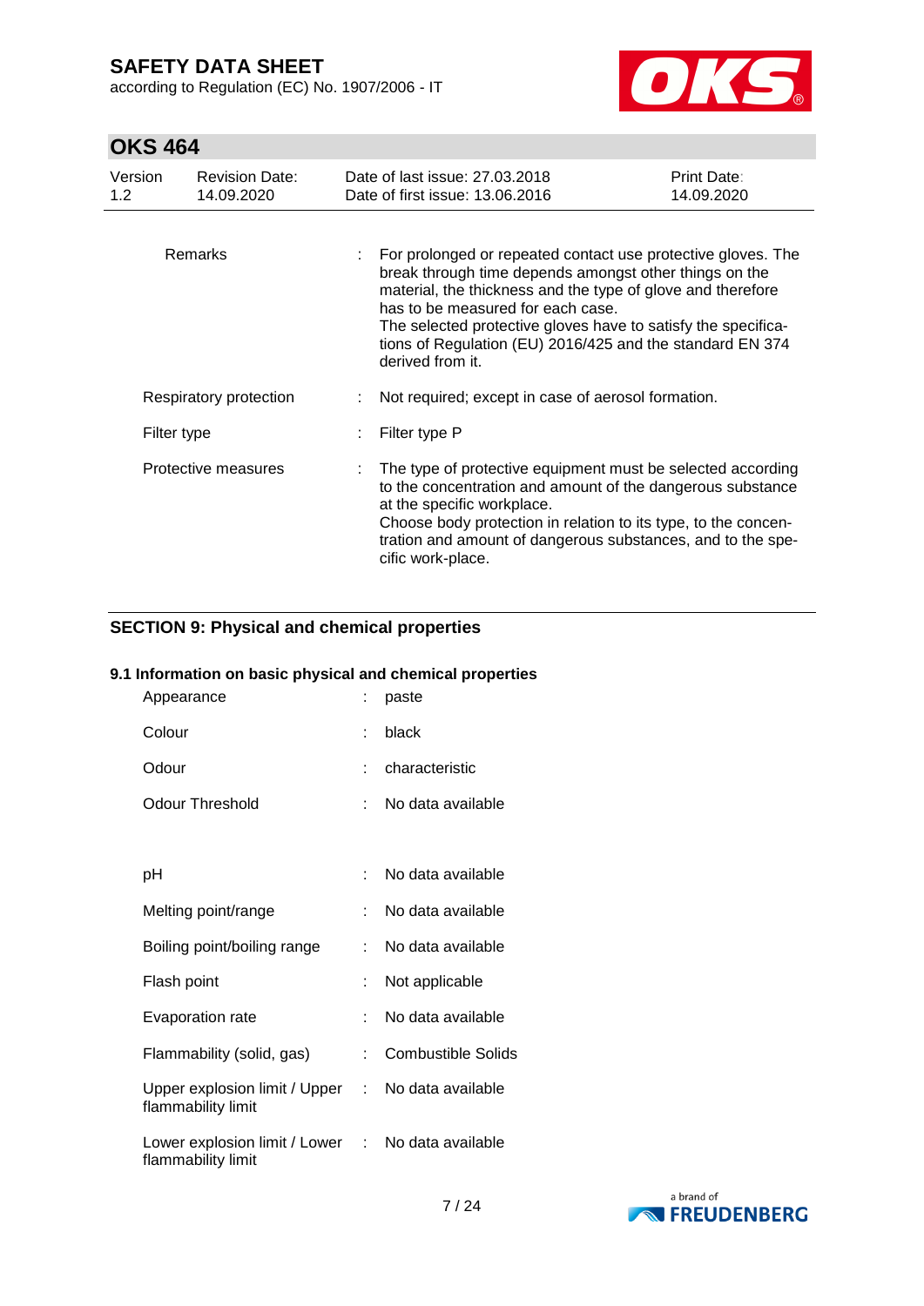| | | |
|---|---|---|
| Remarks | : | For prolonged or repeated contact use protective gloves. The break through time depends amongst other things on the material, the thickness and the type of glove and therefore has to be measured for each case.<br>The selected protective gloves have to satisfy the specifications of Regulation (EU) 2016/425 and the standard EN 374 derived from it. |
| Respiratory protection | : | Not required; except in case of aerosol formation. |
| Filter type | : | Filter type P |
| Protective measures | : | The type of protective equipment must be selected according to the concentration and amount of the dangerous substance at the specific workplace.<br>Choose body protection in relation to its type, to the concentration and amount of dangerous substances, and to the specific work-place. |

## SECTION 9: Physical and chemical properties

### 9.1 Information on basic physical and chemical properties

| | | |
|---|---|---|
| Appearance | : | paste |
| Colour | : | black |
| Odour | : | characteristic |
| Odour Threshold | : | No data available |
| pH | : | No data available |
| Melting point/range | : | No data available |
| Boiling point/boiling range | : | No data available |
| Flash point | : | Not applicable |
| Evaporation rate | : | No data available |
| Flammability (solid, gas) | : | Combustible Solids |
| Upper explosion limit / Upper flammability limit | : | No data available |
| Lower explosion limit / Lower flammability limit | : | No data available |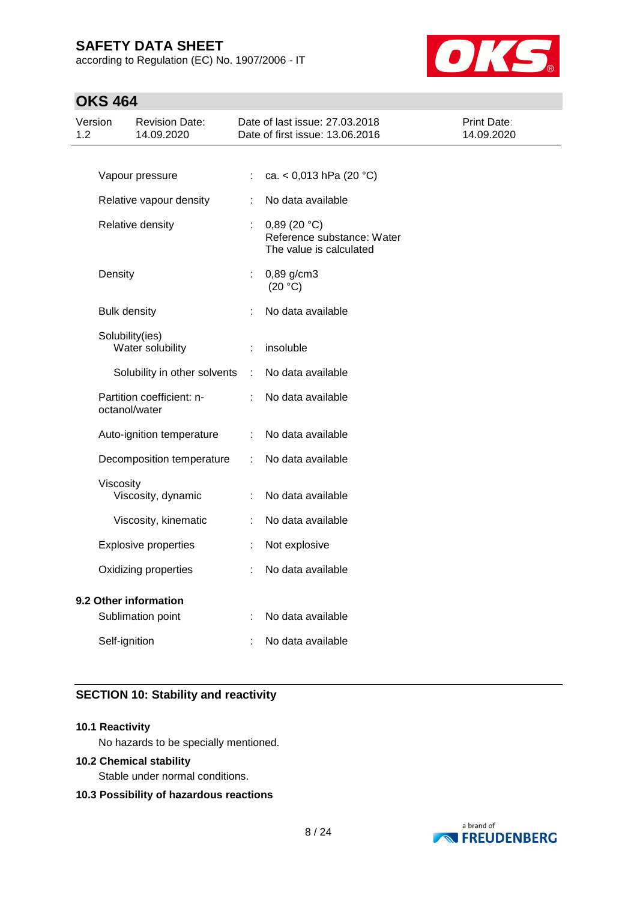| Property | | Value |
|---|---|---|
| Vapour pressure | : | ca. < 0,013 hPa (20 °C) |
| Relative vapour density | : | No data available |
| Relative density | : | 0,89 (20 °C)<br>Reference substance: Water<br>The value is calculated |
| Density | : | 0,89 g/cm3<br>(20 °C) |
| Bulk density | : | No data available |
| Solubility(ies)<br>Water solubility | : | insoluble |
| Solubility in other solvents | : | No data available |
| Partition coefficient: n-octanol/water | : | No data available |
| Auto-ignition temperature | : | No data available |
| Decomposition temperature | : | No data available |
| Viscosity<br>Viscosity, dynamic | : | No data available |
| Viscosity, kinematic | : | No data available |
| Explosive properties | : | Not explosive |
| Oxidizing properties | : | No data available |

**9.2 Other information**

| Property | | Value |
|---|---|---|
| Sublimation point | : | No data available |
| Self-ignition | : | No data available |

## SECTION 10: Stability and reactivity

**10.1 Reactivity**

No hazards to be specially mentioned.

**10.2 Chemical stability**

Stable under normal conditions.

**10.3 Possibility of hazardous reactions**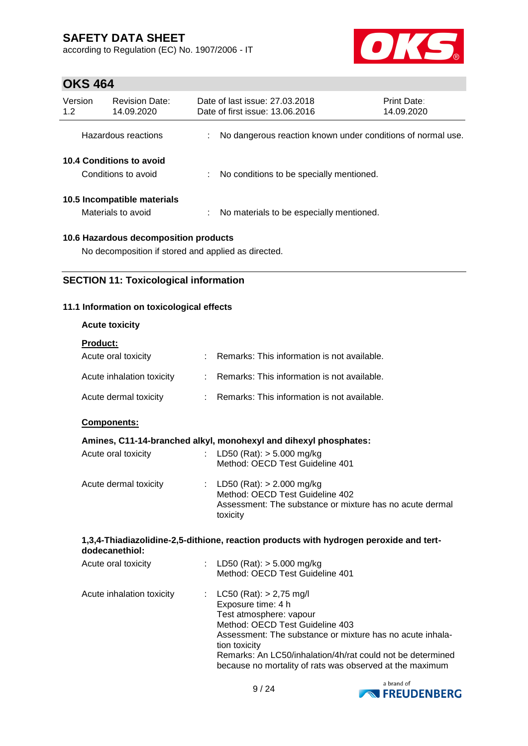Hazardous reactions : No dangerous reaction known under conditions of normal use.

**10.4 Conditions to avoid**

Conditions to avoid : No conditions to be specially mentioned.

**10.5 Incompatible materials**

Materials to avoid : No materials to be especially mentioned.

**10.6 Hazardous decomposition products**

No decomposition if stored and applied as directed.

## SECTION 11: Toxicological information

**11.1 Information on toxicological effects**

**Acute toxicity**

**Product:**

Acute oral toxicity : Remarks: This information is not available.

Acute inhalation toxicity : Remarks: This information is not available.

Acute dermal toxicity : Remarks: This information is not available.

**Components:**

**Amines, C11-14-branched alkyl, monohexyl and dihexyl phosphates:**

Acute oral toxicity : LD50 (Rat): > 5.000 mg/kg
Method: OECD Test Guideline 401

Acute dermal toxicity : LD50 (Rat): > 2.000 mg/kg
Method: OECD Test Guideline 402
Assessment: The substance or mixture has no acute dermal toxicity

**1,3,4-Thiadiazolidine-2,5-dithione, reaction products with hydrogen peroxide and tert-dodecanethiol:**

Acute oral toxicity : LD50 (Rat): > 5.000 mg/kg
Method: OECD Test Guideline 401

Acute inhalation toxicity : LC50 (Rat): > 2,75 mg/l
Exposure time: 4 h
Test atmosphere: vapour
Method: OECD Test Guideline 403
Assessment: The substance or mixture has no acute inhalation toxicity
Remarks: An LC50/inhalation/4h/rat could not be determined because no mortality of rats was observed at the maximum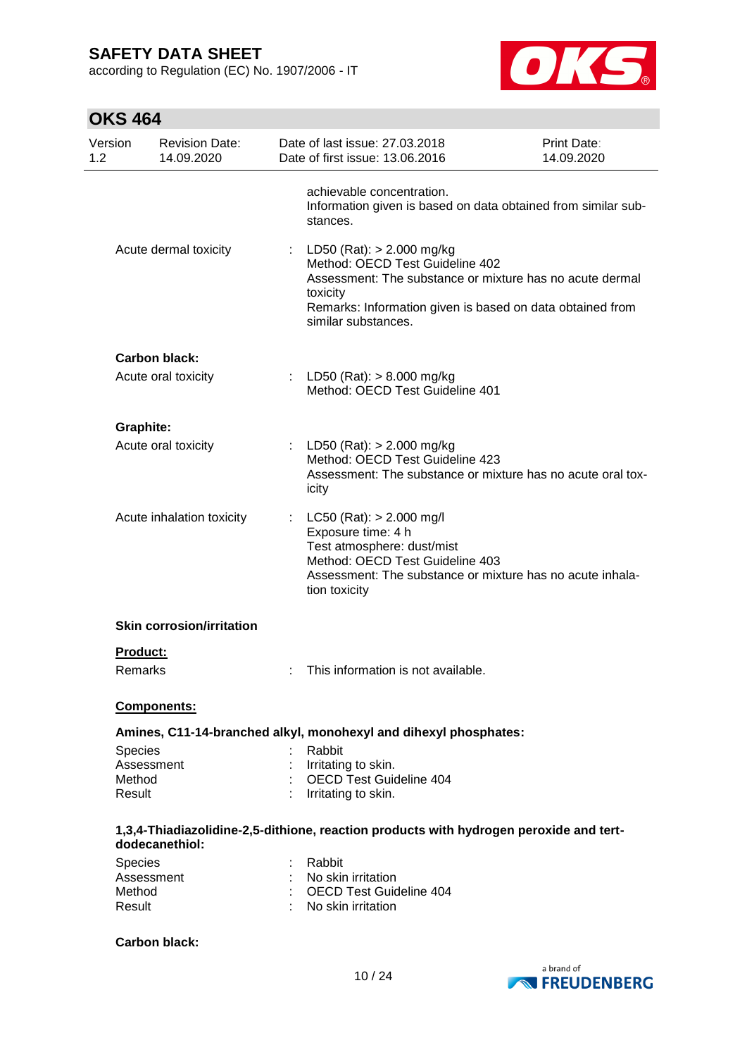achievable concentration.
Information given is based on data obtained from similar substances.

Acute dermal toxicity : LD50 (Rat): > 2.000 mg/kg
Method: OECD Test Guideline 402
Assessment: The substance or mixture has no acute dermal toxicity
Remarks: Information given is based on data obtained from similar substances.

**Carbon black:**

Acute oral toxicity : LD50 (Rat): > 8.000 mg/kg
Method: OECD Test Guideline 401

**Graphite:**

Acute oral toxicity : LD50 (Rat): > 2.000 mg/kg
Method: OECD Test Guideline 423
Assessment: The substance or mixture has no acute oral toxicity

Acute inhalation toxicity : LC50 (Rat): > 2.000 mg/l
Exposure time: 4 h
Test atmosphere: dust/mist
Method: OECD Test Guideline 403
Assessment: The substance or mixture has no acute inhalation toxicity

**Skin corrosion/irritation**

**Product:**

Remarks : This information is not available.

**Components:**

**Amines, C11-14-branched alkyl, monohexyl and dihexyl phosphates:**

Species : Rabbit
Assessment : Irritating to skin.
Method : OECD Test Guideline 404
Result : Irritating to skin.

**1,3,4-Thiadiazolidine-2,5-dithione, reaction products with hydrogen peroxide and tert-dodecanethiol:**

Species : Rabbit
Assessment : No skin irritation
Method : OECD Test Guideline 404
Result : No skin irritation

**Carbon black:**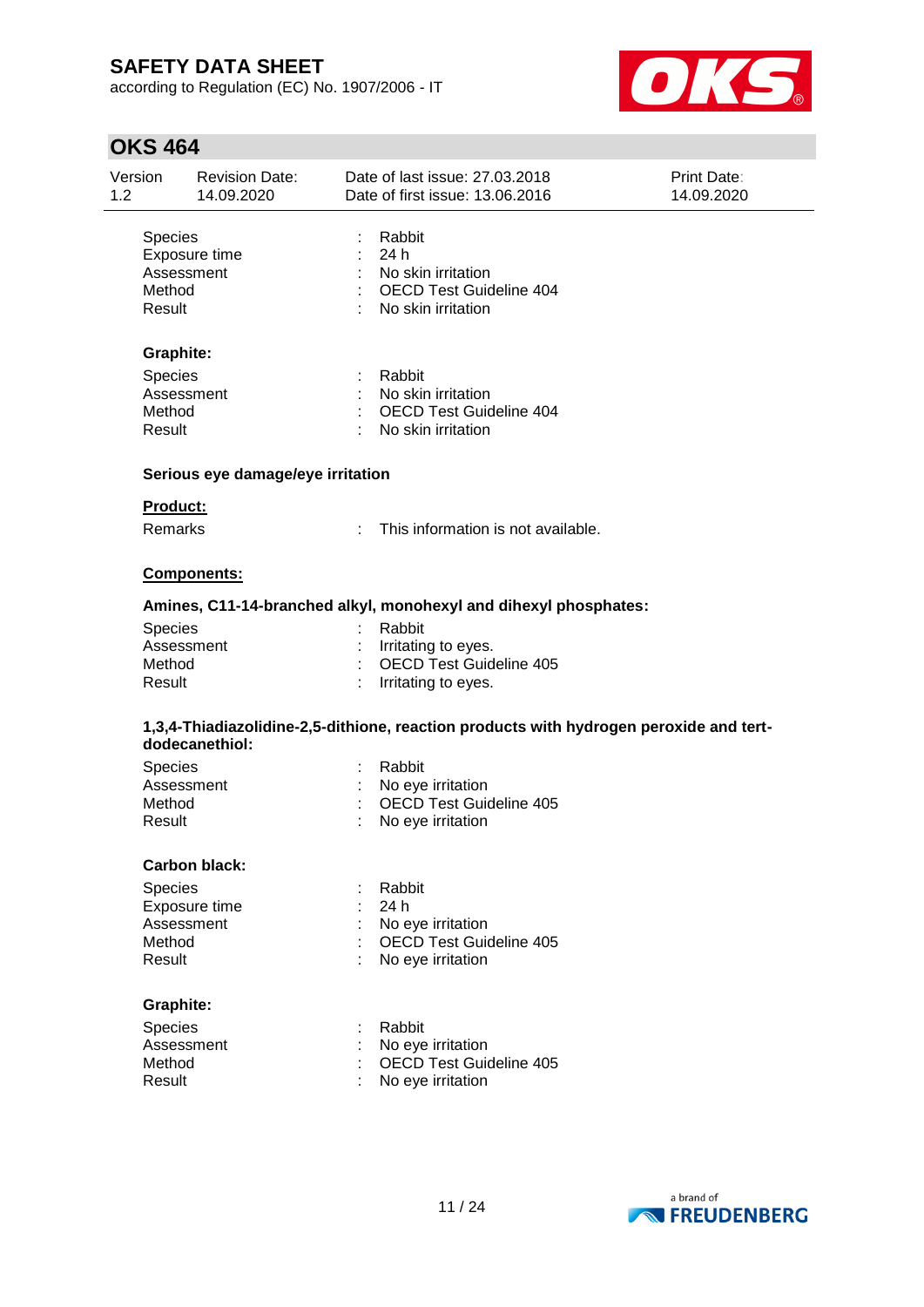| | | |
|---|---|---|
| Species | : | Rabbit |
| Exposure time | : | 24 h |
| Assessment | : | No skin irritation |
| Method | : | OECD Test Guideline 404 |
| Result | : | No skin irritation |

**Graphite:**

| | | |
|---|---|---|
| Species | : | Rabbit |
| Assessment | : | No skin irritation |
| Method | : | OECD Test Guideline 404 |
| Result | : | No skin irritation |

**Serious eye damage/eye irritation**

**Product:**

Remarks : This information is not available.

**Components:**

**Amines, C11-14-branched alkyl, monohexyl and dihexyl phosphates:**

| | | |
|---|---|---|
| Species | : | Rabbit |
| Assessment | : | Irritating to eyes. |
| Method | : | OECD Test Guideline 405 |
| Result | : | Irritating to eyes. |

**1,3,4-Thiadiazolidine-2,5-dithione, reaction products with hydrogen peroxide and tert-dodecanethiol:**

| | | |
|---|---|---|
| Species | : | Rabbit |
| Assessment | : | No eye irritation |
| Method | : | OECD Test Guideline 405 |
| Result | : | No eye irritation |

**Carbon black:**

| | | |
|---|---|---|
| Species | : | Rabbit |
| Exposure time | : | 24 h |
| Assessment | : | No eye irritation |
| Method | : | OECD Test Guideline 405 |
| Result | : | No eye irritation |

**Graphite:**

| | | |
|---|---|---|
| Species | : | Rabbit |
| Assessment | : | No eye irritation |
| Method | : | OECD Test Guideline 405 |
| Result | : | No eye irritation |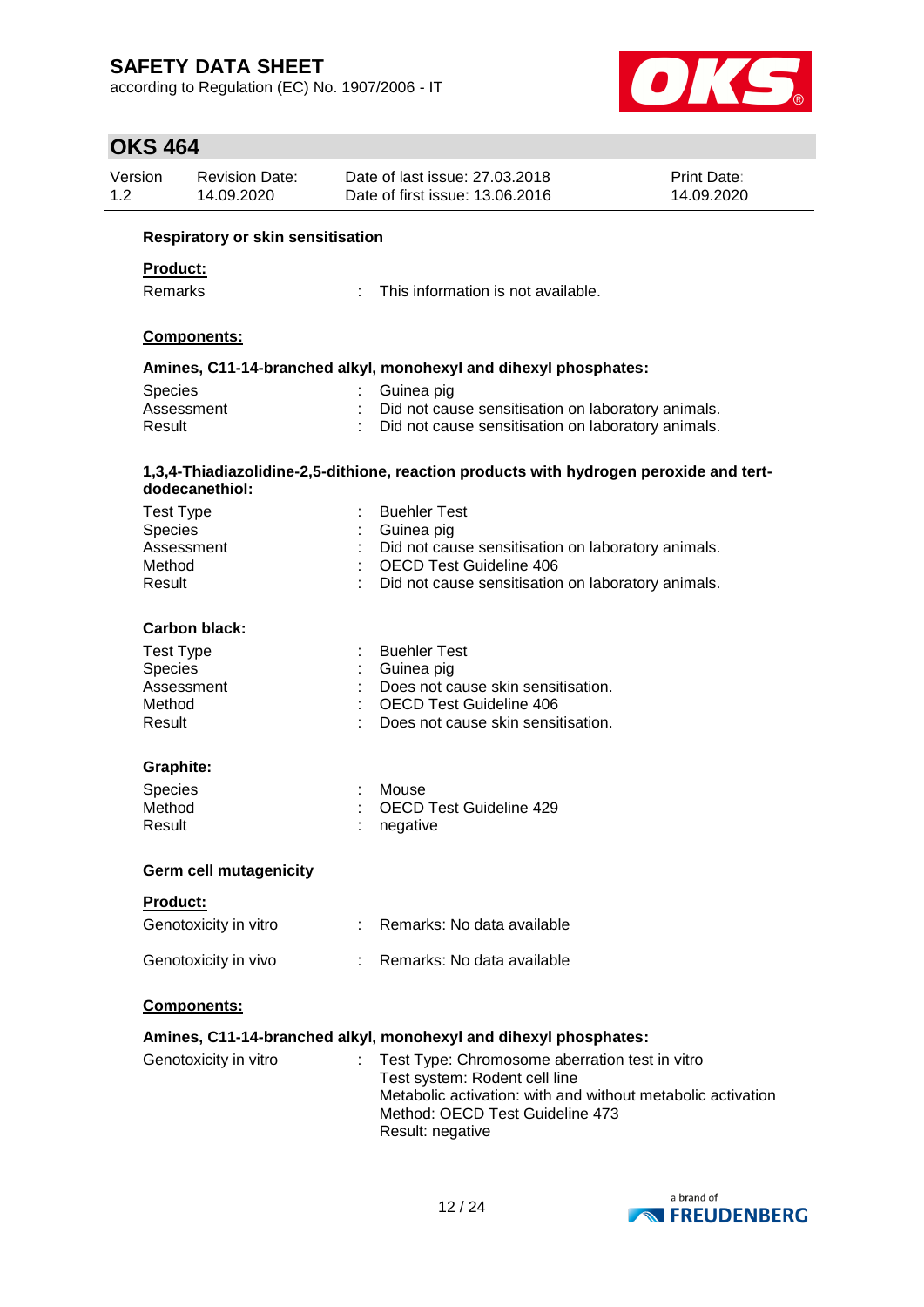**Respiratory or skin sensitisation**

**Product:**

| | | |
|---|---|---|
| Remarks | : | This information is not available. |

**Components:**

**Amines, C11-14-branched alkyl, monohexyl and dihexyl phosphates:**

| | | |
|---|---|---|
| Species | : | Guinea pig |
| Assessment | : | Did not cause sensitisation on laboratory animals. |
| Result | : | Did not cause sensitisation on laboratory animals. |

**1,3,4-Thiadiazolidine-2,5-dithione, reaction products with hydrogen peroxide and tert-dodecanethiol:**

| | | |
|---|---|---|
| Test Type | : | Buehler Test |
| Species | : | Guinea pig |
| Assessment | : | Did not cause sensitisation on laboratory animals. |
| Method | : | OECD Test Guideline 406 |
| Result | : | Did not cause sensitisation on laboratory animals. |

**Carbon black:**

| | | |
|---|---|---|
| Test Type | : | Buehler Test |
| Species | : | Guinea pig |
| Assessment | : | Does not cause skin sensitisation. |
| Method | : | OECD Test Guideline 406 |
| Result | : | Does not cause skin sensitisation. |

**Graphite:**

| | | |
|---|---|---|
| Species | : | Mouse |
| Method | : | OECD Test Guideline 429 |
| Result | : | negative |

**Germ cell mutagenicity**

**Product:**

| | | |
|---|---|---|
| Genotoxicity in vitro | : | Remarks: No data available |
| Genotoxicity in vivo | : | Remarks: No data available |

**Components:**

**Amines, C11-14-branched alkyl, monohexyl and dihexyl phosphates:**

| | | |
|---|---|---|
| Genotoxicity in vitro | : | Test Type: Chromosome aberration test in vitro<br>Test system: Rodent cell line<br>Metabolic activation: with and without metabolic activation<br>Method: OECD Test Guideline 473<br>Result: negative |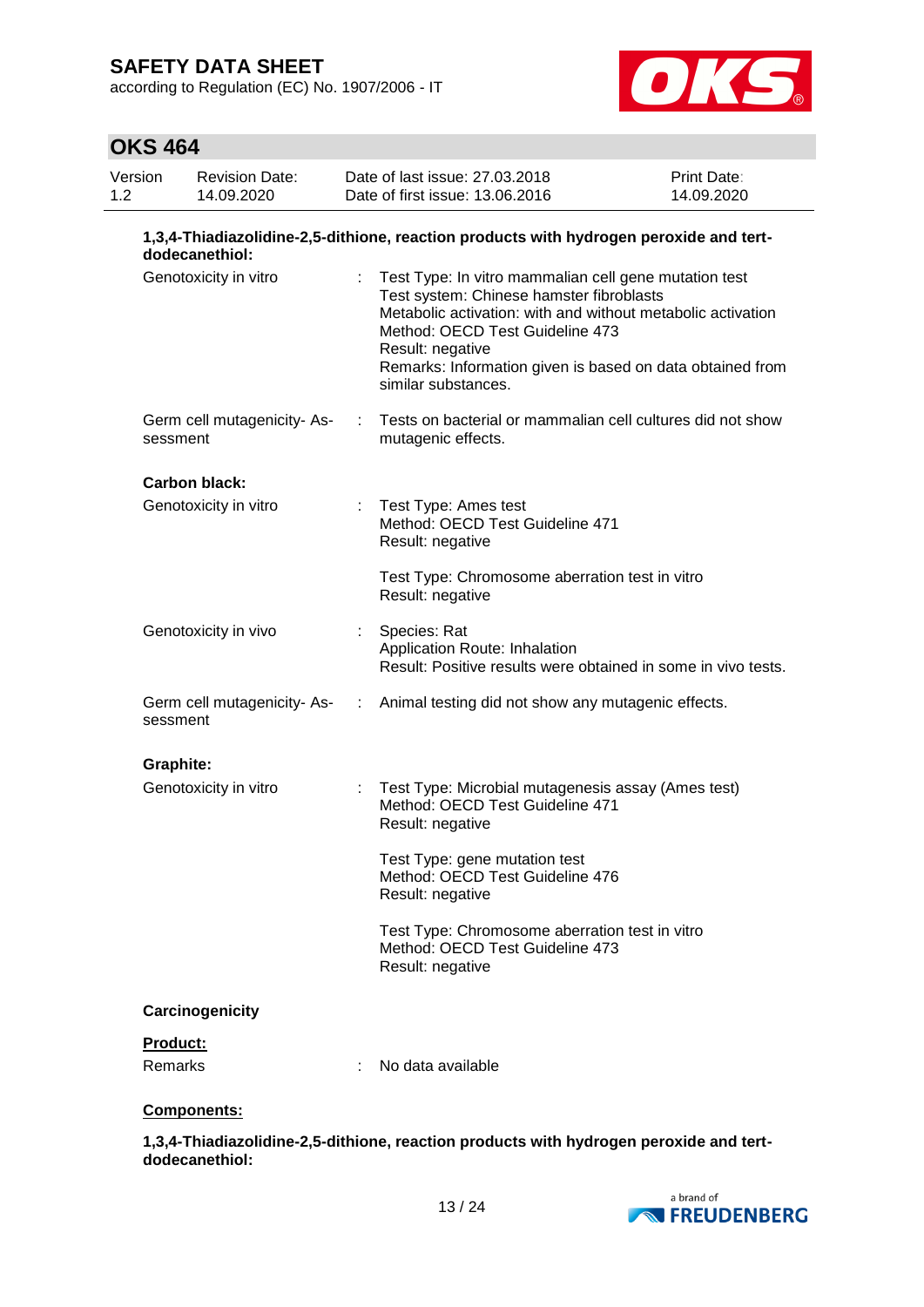**1,3,4-Thiadiazolidine-2,5-dithione, reaction products with hydrogen peroxide and tert-dodecanethiol:**

| | | |
|---|---|---|
| Genotoxicity in vitro | : | Test Type: In vitro mammalian cell gene mutation test<br>Test system: Chinese hamster fibroblasts<br>Metabolic activation: with and without metabolic activation<br>Method: OECD Test Guideline 473<br>Result: negative<br>Remarks: Information given is based on data obtained from similar substances. |
| Germ cell mutagenicity- Assessment | : | Tests on bacterial or mammalian cell cultures did not show mutagenic effects. |

**Carbon black:**

| | | |
|---|---|---|
| Genotoxicity in vitro | : | Test Type: Ames test<br>Method: OECD Test Guideline 471<br>Result: negative<br><br>Test Type: Chromosome aberration test in vitro<br>Result: negative |
| Genotoxicity in vivo | : | Species: Rat<br>Application Route: Inhalation<br>Result: Positive results were obtained in some in vivo tests. |
| Germ cell mutagenicity- Assessment | : | Animal testing did not show any mutagenic effects. |

**Graphite:**

| | | |
|---|---|---|
| Genotoxicity in vitro | : | Test Type: Microbial mutagenesis assay (Ames test)<br>Method: OECD Test Guideline 471<br>Result: negative<br><br>Test Type: gene mutation test<br>Method: OECD Test Guideline 476<br>Result: negative<br><br>Test Type: Chromosome aberration test in vitro<br>Method: OECD Test Guideline 473<br>Result: negative |

**Carcinogenicity**

**Product:**

| | | |
|---|---|---|
| Remarks | : | No data available |

**Components:**

**1,3,4-Thiadiazolidine-2,5-dithione, reaction products with hydrogen peroxide and tert-dodecanethiol:**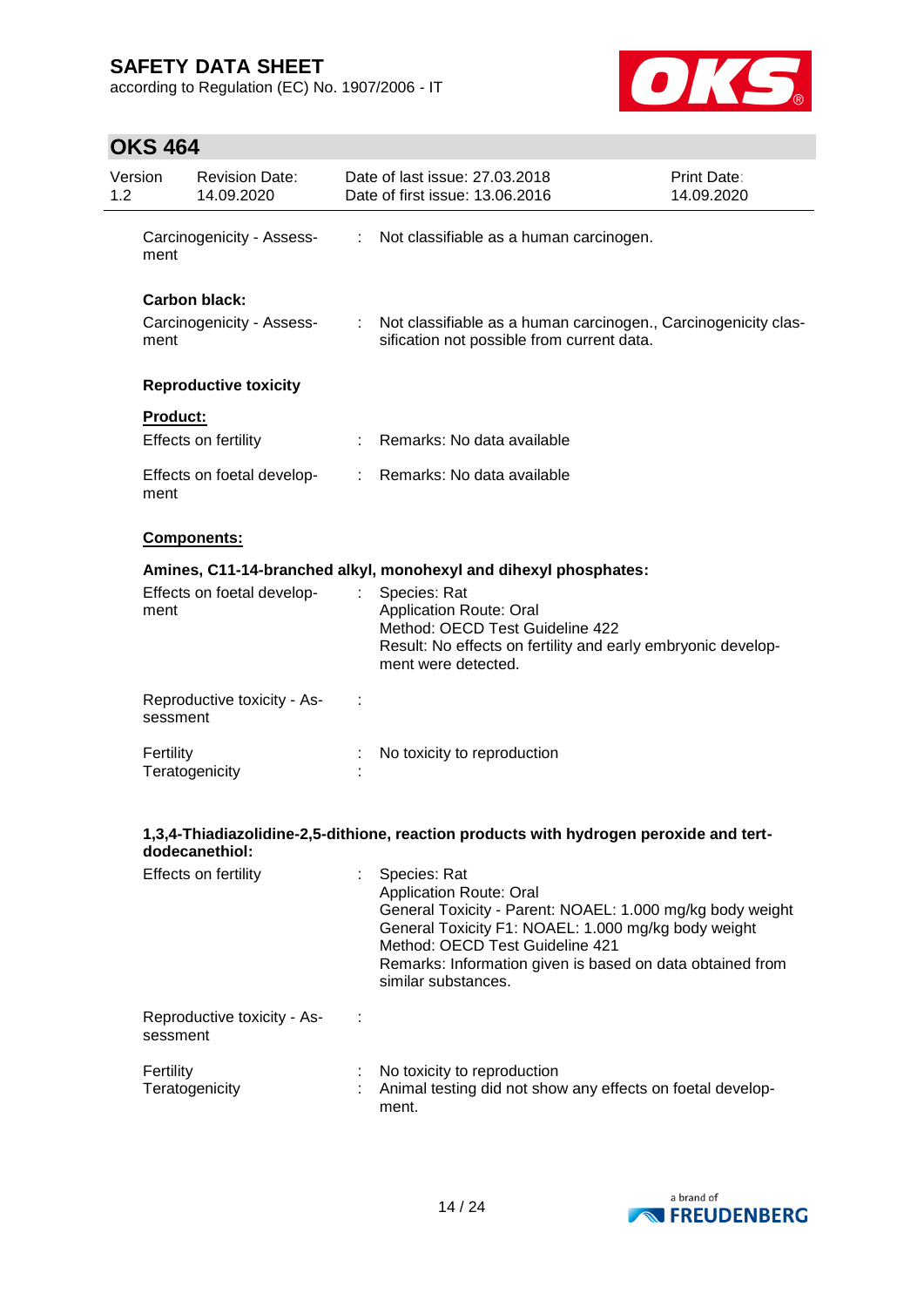| | | |
|---|---|---|
| Carcinogenicity - Assessment | : | Not classifiable as a human carcinogen. |

**Carbon black:**

| | | |
|---|---|---|
| Carcinogenicity - Assessment | : | Not classifiable as a human carcinogen., Carcinogenicity classification not possible from current data. |

**Reproductive toxicity**

**Product:**

| | | |
|---|---|---|
| Effects on fertility | : | Remarks: No data available |
| Effects on foetal development | : | Remarks: No data available |

**Components:**

**Amines, C11-14-branched alkyl, monohexyl and dihexyl phosphates:**

| | | |
|---|---|---|
| Effects on foetal development | : | Species: Rat<br>Application Route: Oral<br>Method: OECD Test Guideline 422<br>Result: No effects on fertility and early embryonic development were detected. |
| Reproductive toxicity - Assessment | : | |
| Fertility | : | No toxicity to reproduction |
| Teratogenicity | : | |

**1,3,4-Thiadiazolidine-2,5-dithione, reaction products with hydrogen peroxide and tert-dodecanethiol:**

| | | |
|---|---|---|
| Effects on fertility | : | Species: Rat<br>Application Route: Oral<br>General Toxicity - Parent: NOAEL: 1.000 mg/kg body weight<br>General Toxicity F1: NOAEL: 1.000 mg/kg body weight<br>Method: OECD Test Guideline 421<br>Remarks: Information given is based on data obtained from similar substances. |
| Reproductive toxicity - Assessment | : | |
| Fertility | : | No toxicity to reproduction |
| Teratogenicity | : | Animal testing did not show any effects on foetal development. |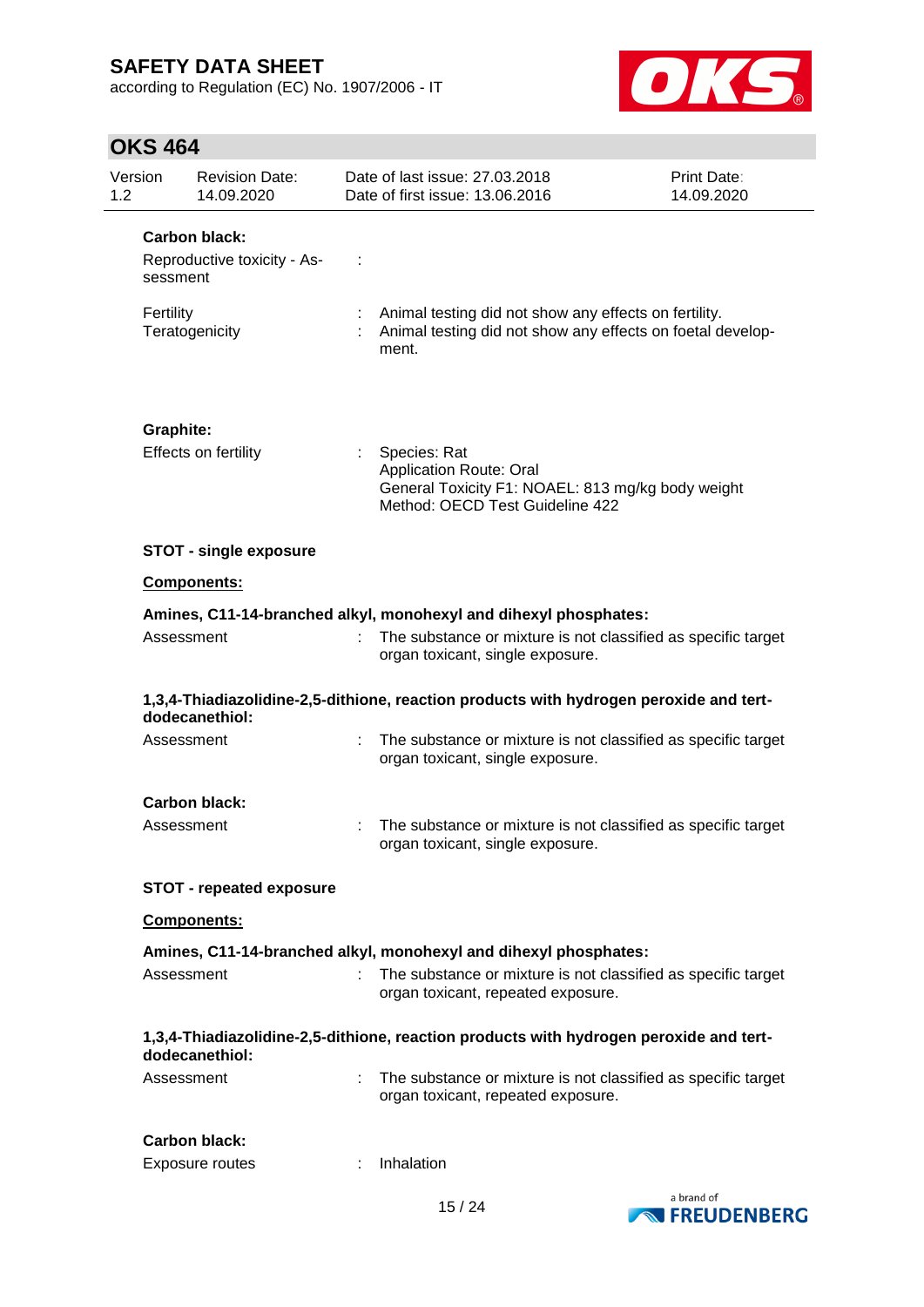**Carbon black:**

Reproductive toxicity - Assessment :

Fertility : Animal testing did not show any effects on fertility.

Teratogenicity : Animal testing did not show any effects on foetal development.

**Graphite:**

Effects on fertility : Species: Rat
Application Route: Oral
General Toxicity F1: NOAEL: 813 mg/kg body weight
Method: OECD Test Guideline 422

**STOT - single exposure**

**Components:**

**Amines, C11-14-branched alkyl, monohexyl and dihexyl phosphates:**

Assessment : The substance or mixture is not classified as specific target organ toxicant, single exposure.

**1,3,4-Thiadiazolidine-2,5-dithione, reaction products with hydrogen peroxide and tert-dodecanethiol:**

Assessment : The substance or mixture is not classified as specific target organ toxicant, single exposure.

**Carbon black:**

Assessment : The substance or mixture is not classified as specific target organ toxicant, single exposure.

**STOT - repeated exposure**

**Components:**

**Amines, C11-14-branched alkyl, monohexyl and dihexyl phosphates:**

Assessment : The substance or mixture is not classified as specific target organ toxicant, repeated exposure.

**1,3,4-Thiadiazolidine-2,5-dithione, reaction products with hydrogen peroxide and tert-dodecanethiol:**

Assessment : The substance or mixture is not classified as specific target organ toxicant, repeated exposure.

**Carbon black:**

Exposure routes : Inhalation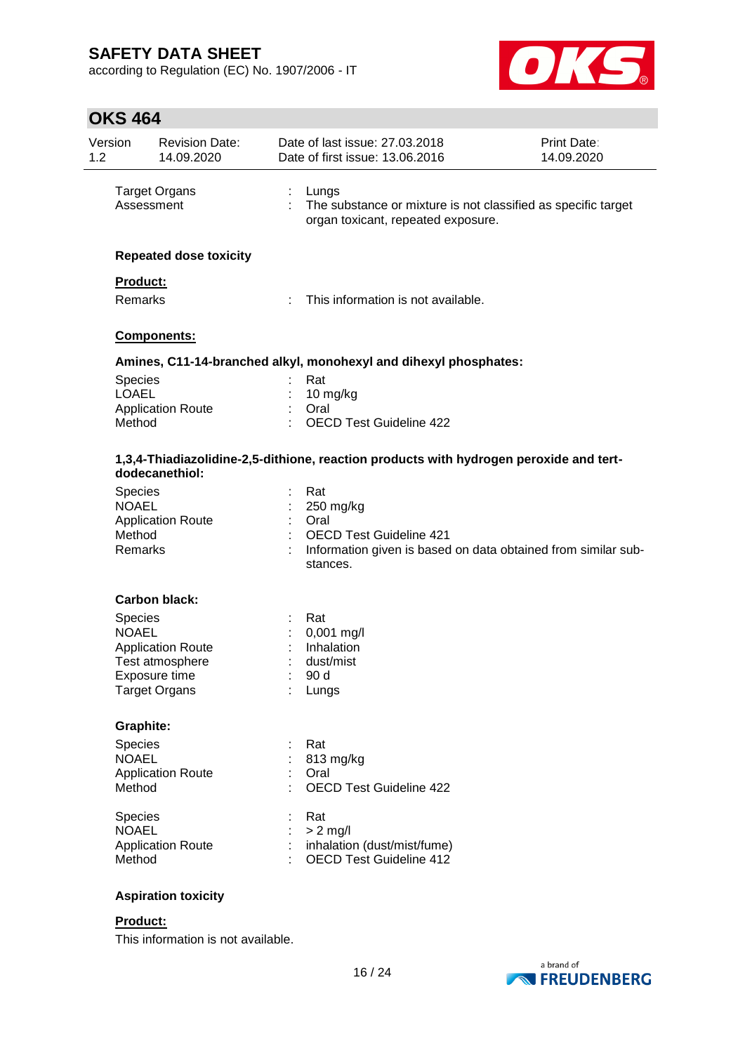| | | |
|---|---|---|
| Target Organs | : | Lungs |
| Assessment | : | The substance or mixture is not classified as specific target organ toxicant, repeated exposure. |

**Repeated dose toxicity**

**Product:**

| | | |
|---|---|---|
| Remarks | : | This information is not available. |

**Components:**

**Amines, C11-14-branched alkyl, monohexyl and dihexyl phosphates:**

| | | |
|---|---|---|
| Species | : | Rat |
| LOAEL | : | 10 mg/kg |
| Application Route | : | Oral |
| Method | : | OECD Test Guideline 422 |

**1,3,4-Thiadiazolidine-2,5-dithione, reaction products with hydrogen peroxide and tert-dodecanethiol:**

| | | |
|---|---|---|
| Species | : | Rat |
| NOAEL | : | 250 mg/kg |
| Application Route | : | Oral |
| Method | : | OECD Test Guideline 421 |
| Remarks | : | Information given is based on data obtained from similar substances. |

**Carbon black:**

| | | |
|---|---|---|
| Species | : | Rat |
| NOAEL | : | 0,001 mg/l |
| Application Route | : | Inhalation |
| Test atmosphere | : | dust/mist |
| Exposure time | : | 90 d |
| Target Organs | : | Lungs |

**Graphite:**

| | | |
|---|---|---|
| Species | : | Rat |
| NOAEL | : | 813 mg/kg |
| Application Route | : | Oral |
| Method | : | OECD Test Guideline 422 |

| | | |
|---|---|---|
| Species | : | Rat |
| NOAEL | : | > 2 mg/l |
| Application Route | : | inhalation (dust/mist/fume) |
| Method | : | OECD Test Guideline 412 |

**Aspiration toxicity**

**Product:**

This information is not available.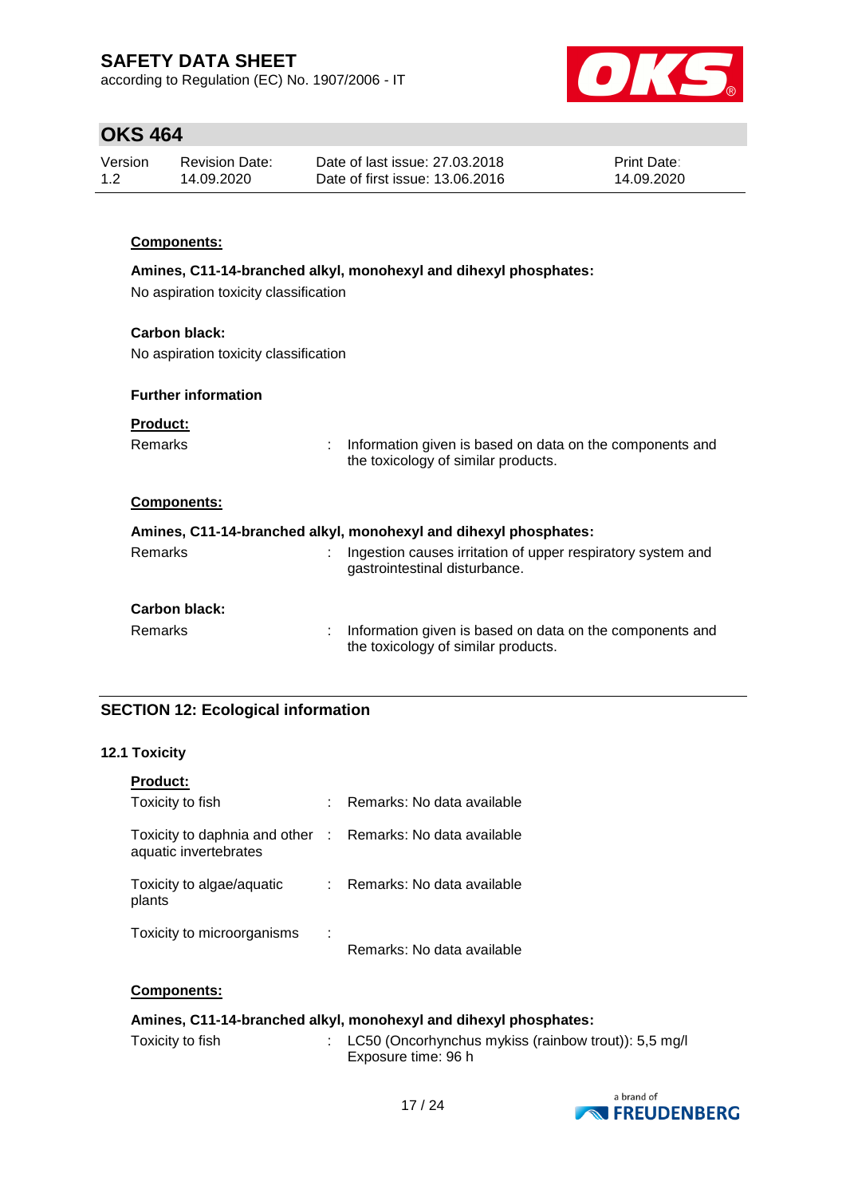**Components:**

**Amines, C11-14-branched alkyl, monohexyl and dihexyl phosphates:**

No aspiration toxicity classification

**Carbon black:**

No aspiration toxicity classification

**Further information**

**Product:**

| | | |
|---|---|---|
| Remarks | : | Information given is based on data on the components and the toxicology of similar products. |

**Components:**

**Amines, C11-14-branched alkyl, monohexyl and dihexyl phosphates:**

| | | |
|---|---|---|
| Remarks | : | Ingestion causes irritation of upper respiratory system and gastrointestinal disturbance. |

**Carbon black:**

| | | |
|---|---|---|
| Remarks | : | Information given is based on data on the components and the toxicology of similar products. |

## SECTION 12: Ecological information

### 12.1 Toxicity

**Product:**

| | | |
|---|---|---|
| Toxicity to fish | : | Remarks: No data available |
| Toxicity to daphnia and other aquatic invertebrates | : | Remarks: No data available |
| Toxicity to algae/aquatic plants | : | Remarks: No data available |
| Toxicity to microorganisms | : | Remarks: No data available |

**Components:**

**Amines, C11-14-branched alkyl, monohexyl and dihexyl phosphates:**

| | | |
|---|---|---|
| Toxicity to fish | : | LC50 (Oncorhynchus mykiss (rainbow trout)): 5,5 mg/l<br>Exposure time: 96 h |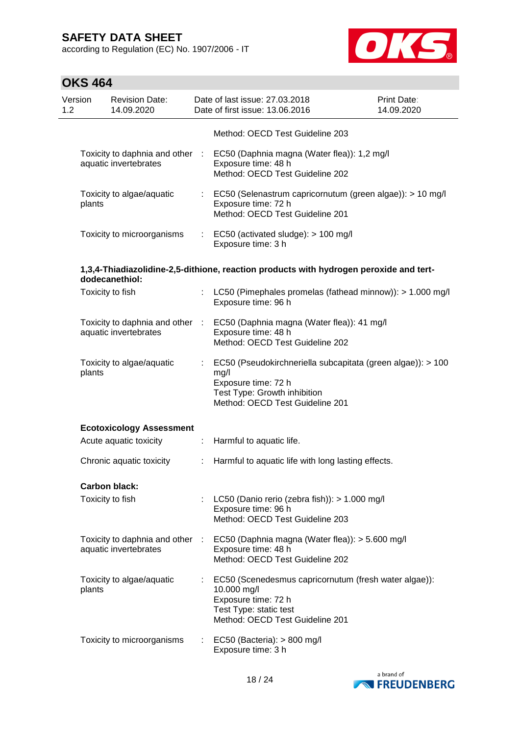Method: OECD Test Guideline 203

| | | |
|---|---|---|
| Toxicity to daphnia and other aquatic invertebrates | : | EC50 (Daphnia magna (Water flea)): 1,2 mg/l<br>Exposure time: 48 h<br>Method: OECD Test Guideline 202 |
| Toxicity to algae/aquatic plants | : | EC50 (Selenastrum capricornutum (green algae)): > 10 mg/l<br>Exposure time: 72 h<br>Method: OECD Test Guideline 201 |
| Toxicity to microorganisms | : | EC50 (activated sludge): > 100 mg/l<br>Exposure time: 3 h |

**1,3,4-Thiadiazolidine-2,5-dithione, reaction products with hydrogen peroxide and tert-dodecanethiol:**

| | | |
|---|---|---|
| Toxicity to fish | : | LC50 (Pimephales promelas (fathead minnow)): > 1.000 mg/l<br>Exposure time: 96 h |
| Toxicity to daphnia and other aquatic invertebrates | : | EC50 (Daphnia magna (Water flea)): 41 mg/l<br>Exposure time: 48 h<br>Method: OECD Test Guideline 202 |
| Toxicity to algae/aquatic plants | : | EC50 (Pseudokirchneriella subcapitata (green algae)): > 100 mg/l<br>Exposure time: 72 h<br>Test Type: Growth inhibition<br>Method: OECD Test Guideline 201 |

**Ecotoxicology Assessment**

| | | |
|---|---|---|
| Acute aquatic toxicity | : | Harmful to aquatic life. |
| Chronic aquatic toxicity | : | Harmful to aquatic life with long lasting effects. |

**Carbon black:**

| | | |
|---|---|---|
| Toxicity to fish | : | LC50 (Danio rerio (zebra fish)): > 1.000 mg/l<br>Exposure time: 96 h<br>Method: OECD Test Guideline 203 |
| Toxicity to daphnia and other aquatic invertebrates | : | EC50 (Daphnia magna (Water flea)): > 5.600 mg/l<br>Exposure time: 48 h<br>Method: OECD Test Guideline 202 |
| Toxicity to algae/aquatic plants | : | EC50 (Scenedesmus capricornutum (fresh water algae)): 10.000 mg/l<br>Exposure time: 72 h<br>Test Type: static test<br>Method: OECD Test Guideline 201 |
| Toxicity to microorganisms | : | EC50 (Bacteria): > 800 mg/l<br>Exposure time: 3 h |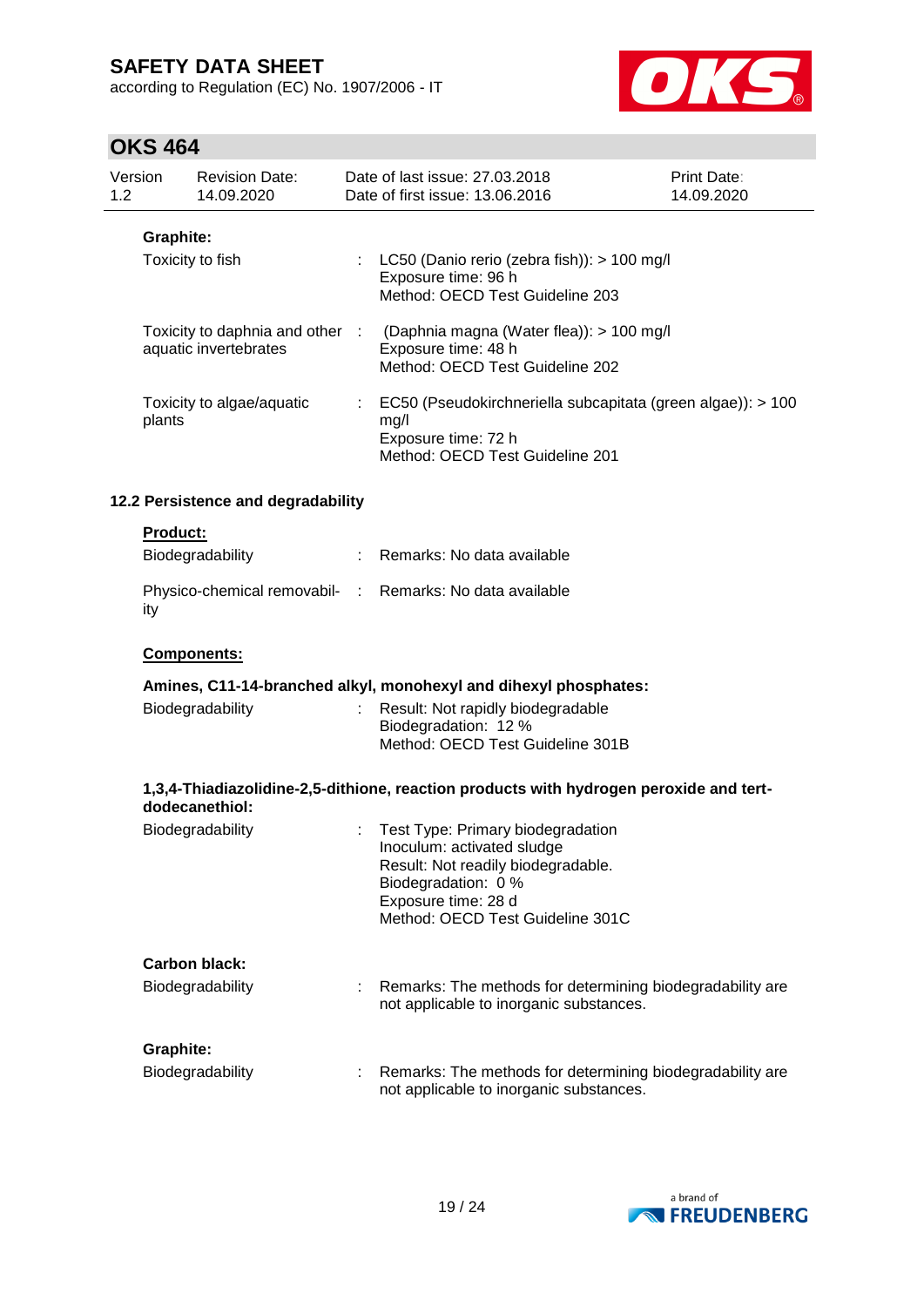**Graphite:**

| | | |
|---|---|---|
| Toxicity to fish | : | LC50 (Danio rerio (zebra fish)): > 100 mg/l<br>Exposure time: 96 h<br>Method: OECD Test Guideline 203 |
| Toxicity to daphnia and other aquatic invertebrates | : | (Daphnia magna (Water flea)): > 100 mg/l<br>Exposure time: 48 h<br>Method: OECD Test Guideline 202 |
| Toxicity to algae/aquatic plants | : | EC50 (Pseudokirchneriella subcapitata (green algae)): > 100 mg/l<br>Exposure time: 72 h<br>Method: OECD Test Guideline 201 |

## 12.2 Persistence and degradability

**Product:**

| | | |
|---|---|---|
| Biodegradability | : | Remarks: No data available |
| Physico-chemical removability | : | Remarks: No data available |

**Components:**

**Amines, C11-14-branched alkyl, monohexyl and dihexyl phosphates:**

| | | |
|---|---|---|
| Biodegradability | : | Result: Not rapidly biodegradable<br>Biodegradation: 12 %<br>Method: OECD Test Guideline 301B |

**1,3,4-Thiadiazolidine-2,5-dithione, reaction products with hydrogen peroxide and tert-dodecanethiol:**

| | | |
|---|---|---|
| Biodegradability | : | Test Type: Primary biodegradation<br>Inoculum: activated sludge<br>Result: Not readily biodegradable.<br>Biodegradation: 0 %<br>Exposure time: 28 d<br>Method: OECD Test Guideline 301C |

**Carbon black:**

| | | |
|---|---|---|
| Biodegradability | : | Remarks: The methods for determining biodegradability are not applicable to inorganic substances. |

**Graphite:**

| | | |
|---|---|---|
| Biodegradability | : | Remarks: The methods for determining biodegradability are not applicable to inorganic substances. |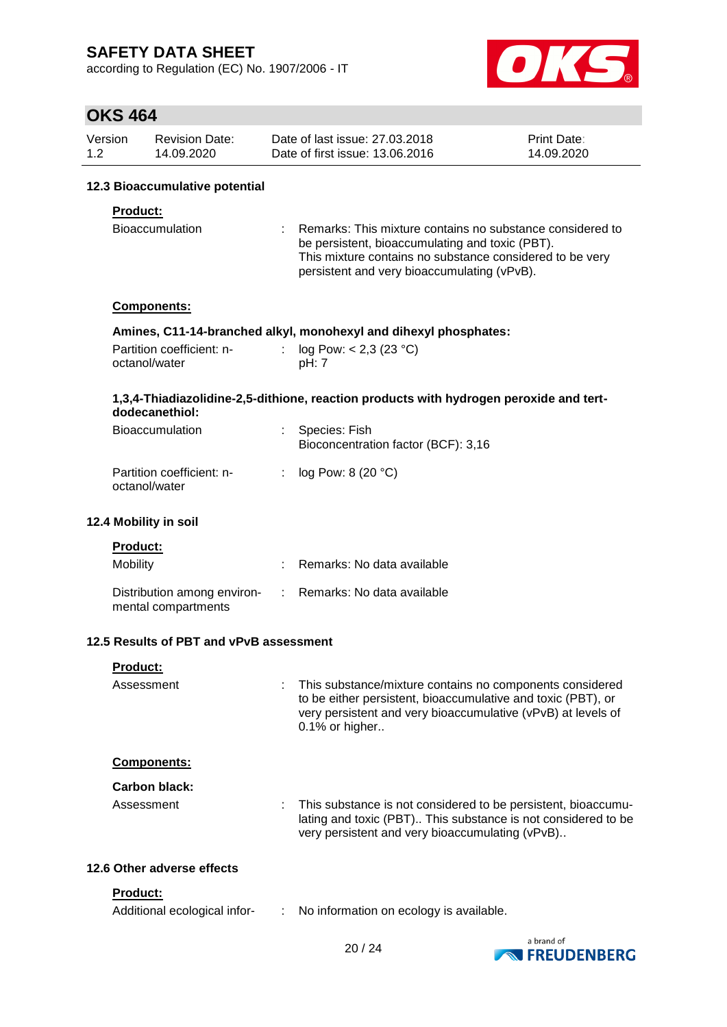### 12.3 Bioaccumulative potential

**Product:**

| | | |
|---|---|---|
| Bioaccumulation | : | Remarks: This mixture contains no substance considered to be persistent, bioaccumulating and toxic (PBT). This mixture contains no substance considered to be very persistent and very bioaccumulating (vPvB). |

**Components:**

**Amines, C11-14-branched alkyl, monohexyl and dihexyl phosphates:**

| | | |
|---|---|---|
| Partition coefficient: n-octanol/water | : | log Pow: < 2,3 (23 °C) pH: 7 |

**1,3,4-Thiadiazolidine-2,5-dithione, reaction products with hydrogen peroxide and tert-dodecanethiol:**

| | | |
|---|---|---|
| Bioaccumulation | : | Species: Fish Bioconcentration factor (BCF): 3,16 |
| Partition coefficient: n-octanol/water | : | log Pow: 8 (20 °C) |

### 12.4 Mobility in soil

**Product:**

| | | |
|---|---|---|
| Mobility | : | Remarks: No data available |
| Distribution among environmental compartments | : | Remarks: No data available |

### 12.5 Results of PBT and vPvB assessment

**Product:**

| | | |
|---|---|---|
| Assessment | : | This substance/mixture contains no components considered to be either persistent, bioaccumulative and toxic (PBT), or very persistent and very bioaccumulative (vPvB) at levels of 0.1% or higher.. |

**Components:**

**Carbon black:**

| | | |
|---|---|---|
| Assessment | : | This substance is not considered to be persistent, bioaccumulating and toxic (PBT).. This substance is not considered to be very persistent and very bioaccumulating (vPvB).. |

### 12.6 Other adverse effects

**Product:**

| | | |
|---|---|---|
| Additional ecological infor- | : | No information on ecology is available. |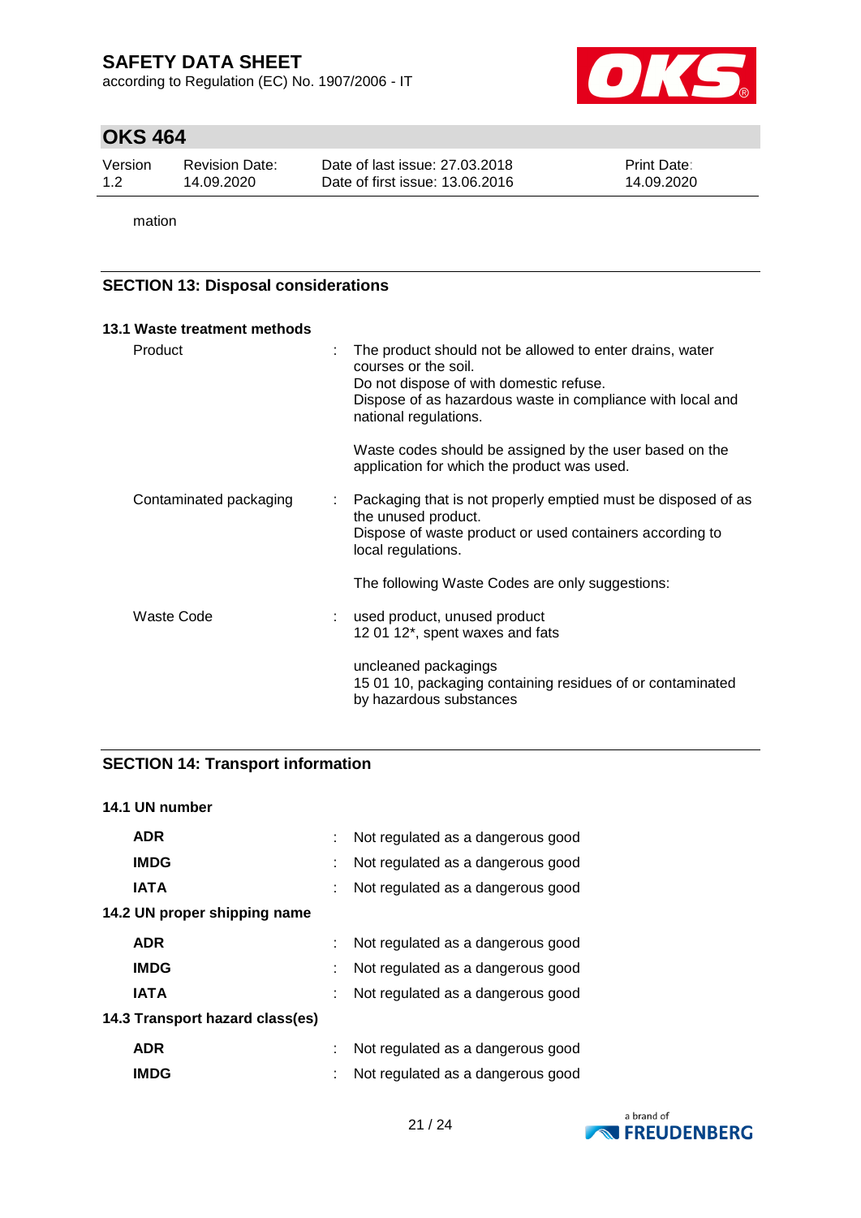mation

## SECTION 13: Disposal considerations

### 13.1 Waste treatment methods

| | | |
|---|---|---|
| Product | : | The product should not be allowed to enter drains, water courses or the soil.<br>Do not dispose of with domestic refuse.<br>Dispose of as hazardous waste in compliance with local and national regulations.<br><br>Waste codes should be assigned by the user based on the application for which the product was used. |
| Contaminated packaging | : | Packaging that is not properly emptied must be disposed of as the unused product.<br>Dispose of waste product or used containers according to local regulations.<br><br>The following Waste Codes are only suggestions: |
| Waste Code | : | used product, unused product<br>12 01 12*, spent waxes and fats<br><br>uncleaned packagings<br>15 01 10, packaging containing residues of or contaminated by hazardous substances |

## SECTION 14: Transport information

### 14.1 UN number

| | | |
|---|---|---|
| **ADR** | : | Not regulated as a dangerous good |
| **IMDG** | : | Not regulated as a dangerous good |
| **IATA** | : | Not regulated as a dangerous good |

### 14.2 UN proper shipping name

| | | |
|---|---|---|
| **ADR** | : | Not regulated as a dangerous good |
| **IMDG** | : | Not regulated as a dangerous good |
| **IATA** | : | Not regulated as a dangerous good |

### 14.3 Transport hazard class(es)

| | | |
|---|---|---|
| **ADR** | : | Not regulated as a dangerous good |
| **IMDG** | : | Not regulated as a dangerous good |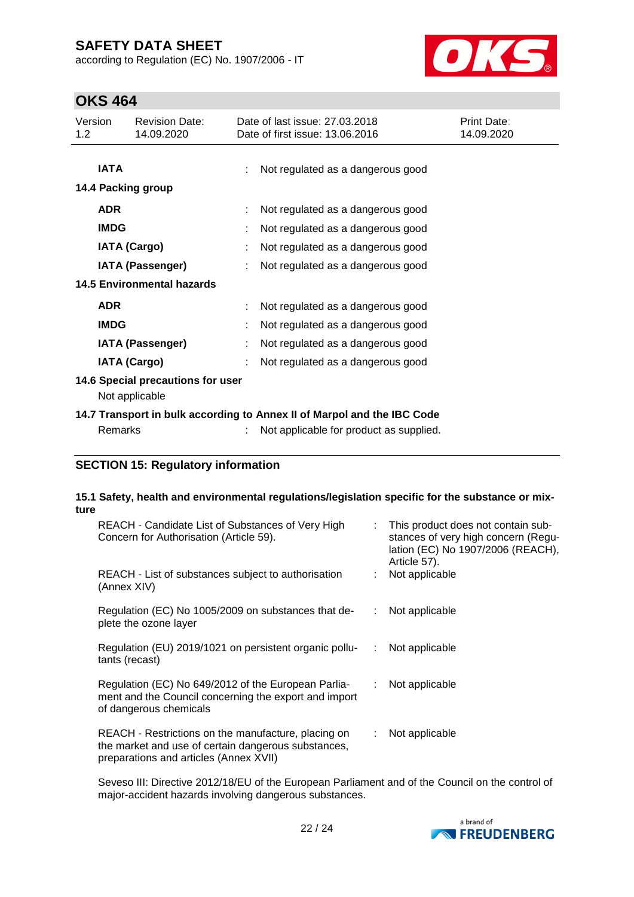| | | |
|---|---|---|
| **IATA** | : | Not regulated as a dangerous good |

**14.4 Packing group**

| | | |
|---|---|---|
| **ADR** | : | Not regulated as a dangerous good |
| **IMDG** | : | Not regulated as a dangerous good |
| **IATA (Cargo)** | : | Not regulated as a dangerous good |
| **IATA (Passenger)** | : | Not regulated as a dangerous good |

**14.5 Environmental hazards**

| | | |
|---|---|---|
| **ADR** | : | Not regulated as a dangerous good |
| **IMDG** | : | Not regulated as a dangerous good |
| **IATA (Passenger)** | : | Not regulated as a dangerous good |
| **IATA (Cargo)** | : | Not regulated as a dangerous good |

**14.6 Special precautions for user**

Not applicable

**14.7 Transport in bulk according to Annex II of Marpol and the IBC Code**

| | | |
|---|---|---|
| Remarks | : | Not applicable for product as supplied. |

## SECTION 15: Regulatory information

**15.1 Safety, health and environmental regulations/legislation specific for the substance or mixture**

| | | |
|---|---|---|
| REACH - Candidate List of Substances of Very High Concern for Authorisation (Article 59). | : | This product does not contain substances of very high concern (Regulation (EC) No 1907/2006 (REACH), Article 57). |
| REACH - List of substances subject to authorisation (Annex XIV) | : | Not applicable |
| Regulation (EC) No 1005/2009 on substances that deplete the ozone layer | : | Not applicable |
| Regulation (EU) 2019/1021 on persistent organic pollutants (recast) | : | Not applicable |
| Regulation (EC) No 649/2012 of the European Parliament and the Council concerning the export and import of dangerous chemicals | : | Not applicable |
| REACH - Restrictions on the manufacture, placing on the market and use of certain dangerous substances, preparations and articles (Annex XVII) | : | Not applicable |

Seveso III: Directive 2012/18/EU of the European Parliament and of the Council on the control of major-accident hazards involving dangerous substances.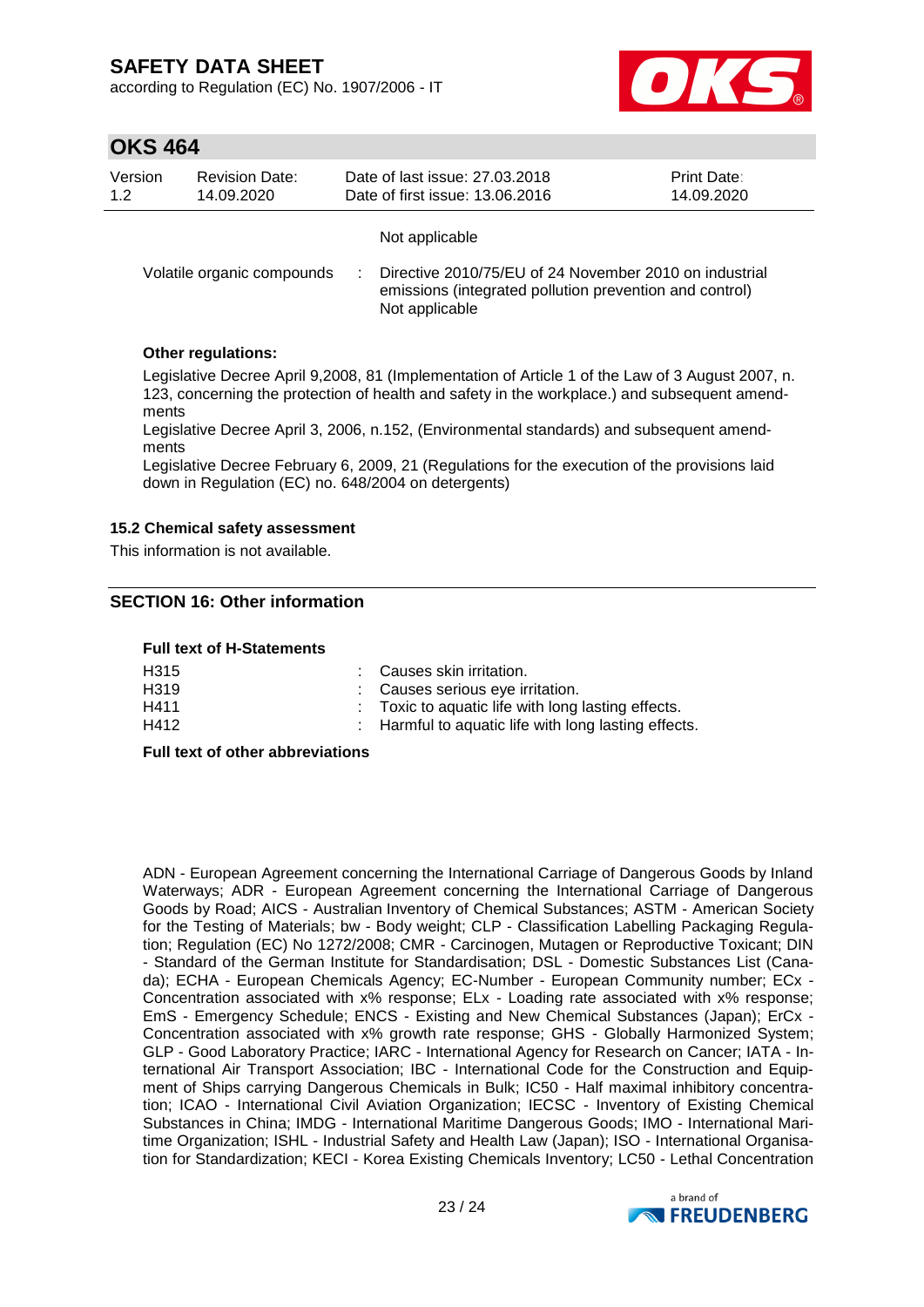Not applicable

| | | |
|---|---|---|
| Volatile organic compounds | : | Directive 2010/75/EU of 24 November 2010 on industrial emissions (integrated pollution prevention and control) Not applicable |

**Other regulations:**

Legislative Decree April 9,2008, 81 (Implementation of Article 1 of the Law of 3 August 2007, n. 123, concerning the protection of health and safety in the workplace.) and subsequent amendments
Legislative Decree April 3, 2006, n.152, (Environmental standards) and subsequent amendments
Legislative Decree February 6, 2009, 21 (Regulations for the execution of the provisions laid down in Regulation (EC) no. 648/2004 on detergents)

### 15.2 Chemical safety assessment

This information is not available.

## SECTION 16: Other information

**Full text of H-Statements**

| | | |
|---|---|---|
| H315 | : | Causes skin irritation. |
| H319 | : | Causes serious eye irritation. |
| H411 | : | Toxic to aquatic life with long lasting effects. |
| H412 | : | Harmful to aquatic life with long lasting effects. |

**Full text of other abbreviations**

ADN - European Agreement concerning the International Carriage of Dangerous Goods by Inland Waterways; ADR - European Agreement concerning the International Carriage of Dangerous Goods by Road; AICS - Australian Inventory of Chemical Substances; ASTM - American Society for the Testing of Materials; bw - Body weight; CLP - Classification Labelling Packaging Regulation; Regulation (EC) No 1272/2008; CMR - Carcinogen, Mutagen or Reproductive Toxicant; DIN - Standard of the German Institute for Standardisation; DSL - Domestic Substances List (Canada); ECHA - European Chemicals Agency; EC-Number - European Community number; ECx - Concentration associated with x% response; ELx - Loading rate associated with x% response; EmS - Emergency Schedule; ENCS - Existing and New Chemical Substances (Japan); ErCx - Concentration associated with x% growth rate response; GHS - Globally Harmonized System; GLP - Good Laboratory Practice; IARC - International Agency for Research on Cancer; IATA - International Air Transport Association; IBC - International Code for the Construction and Equipment of Ships carrying Dangerous Chemicals in Bulk; IC50 - Half maximal inhibitory concentration; ICAO - International Civil Aviation Organization; IECSC - Inventory of Existing Chemical Substances in China; IMDG - International Maritime Dangerous Goods; IMO - International Maritime Organization; ISHL - Industrial Safety and Health Law (Japan); ISO - International Organisation for Standardization; KECI - Korea Existing Chemicals Inventory; LC50 - Lethal Concentration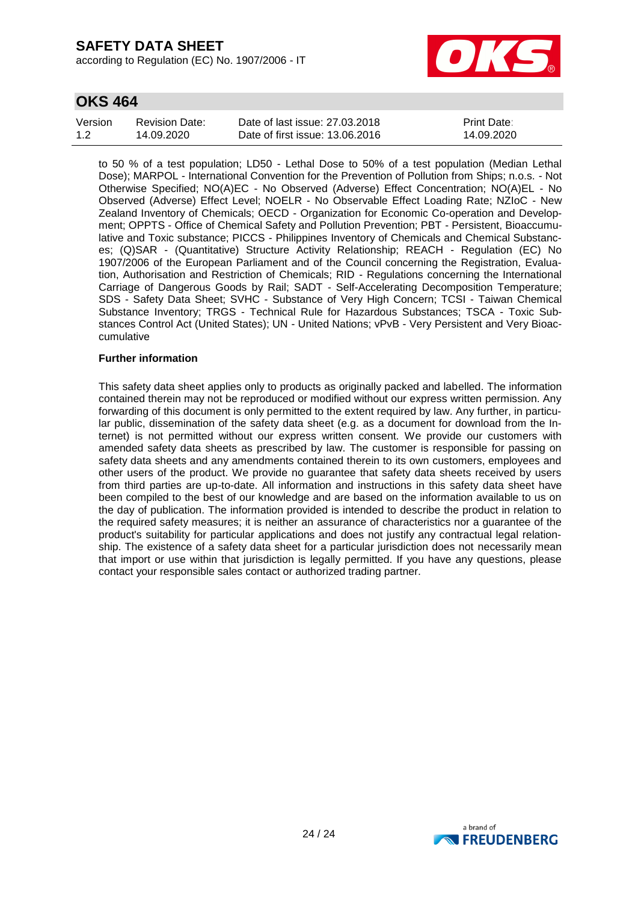to 50 % of a test population; LD50 - Lethal Dose to 50% of a test population (Median Lethal Dose); MARPOL - International Convention for the Prevention of Pollution from Ships; n.o.s. - Not Otherwise Specified; NO(A)EC - No Observed (Adverse) Effect Concentration; NO(A)EL - No Observed (Adverse) Effect Level; NOELR - No Observable Effect Loading Rate; NZIoC - New Zealand Inventory of Chemicals; OECD - Organization for Economic Co-operation and Development; OPPTS - Office of Chemical Safety and Pollution Prevention; PBT - Persistent, Bioaccumulative and Toxic substance; PICCS - Philippines Inventory of Chemicals and Chemical Substances; (Q)SAR - (Quantitative) Structure Activity Relationship; REACH - Regulation (EC) No 1907/2006 of the European Parliament and of the Council concerning the Registration, Evaluation, Authorisation and Restriction of Chemicals; RID - Regulations concerning the International Carriage of Dangerous Goods by Rail; SADT - Self-Accelerating Decomposition Temperature; SDS - Safety Data Sheet; SVHC - Substance of Very High Concern; TCSI - Taiwan Chemical Substance Inventory; TRGS - Technical Rule for Hazardous Substances; TSCA - Toxic Substances Control Act (United States); UN - United Nations; vPvB - Very Persistent and Very Bioaccumulative

**Further information**

This safety data sheet applies only to products as originally packed and labelled. The information contained therein may not be reproduced or modified without our express written permission. Any forwarding of this document is only permitted to the extent required by law. Any further, in particular public, dissemination of the safety data sheet (e.g. as a document for download from the Internet) is not permitted without our express written consent. We provide our customers with amended safety data sheets as prescribed by law. The customer is responsible for passing on safety data sheets and any amendments contained therein to its own customers, employees and other users of the product. We provide no guarantee that safety data sheets received by users from third parties are up-to-date. All information and instructions in this safety data sheet have been compiled to the best of our knowledge and are based on the information available to us on the day of publication. The information provided is intended to describe the product in relation to the required safety measures; it is neither an assurance of characteristics nor a guarantee of the product's suitability for particular applications and does not justify any contractual legal relationship. The existence of a safety data sheet for a particular jurisdiction does not necessarily mean that import or use within that jurisdiction is legally permitted. If you have any questions, please contact your responsible sales contact or authorized trading partner.